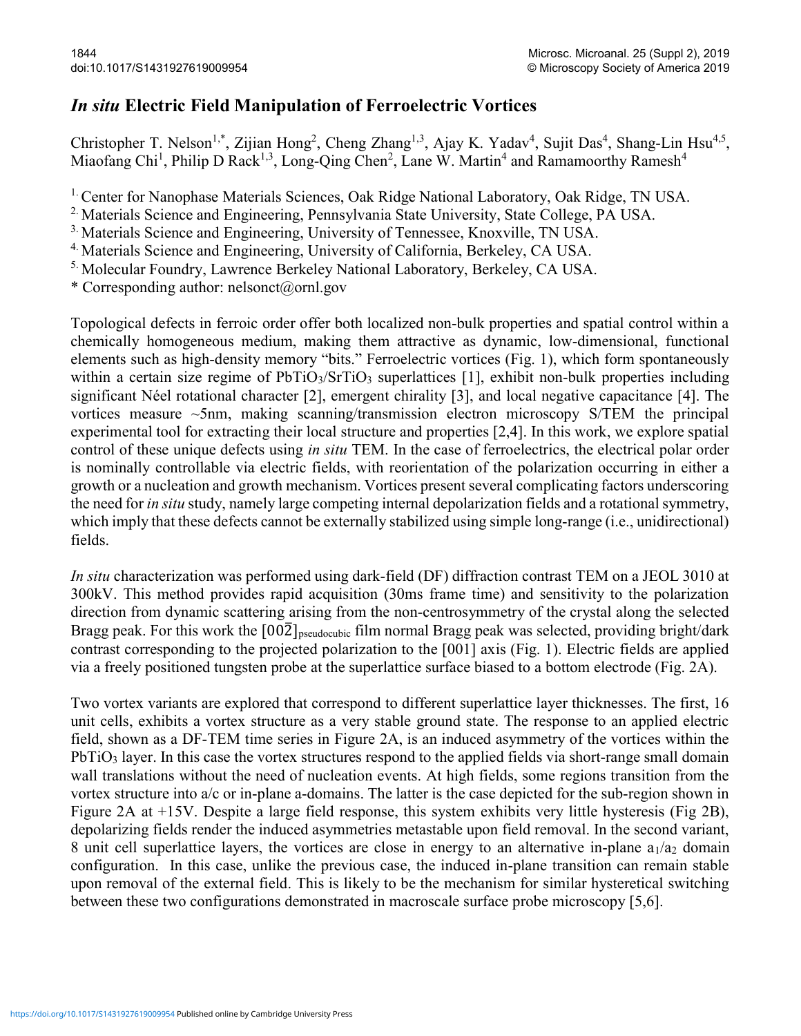# *In situ* Electric Field Manipulation of Ferroelectric Vortices

Christopher T. Nelson[1,*], Zijian Hong[2], Cheng Zhang[1,3], Ajay K. Yadav[4], Sujit Das[4], Shang-Lin Hsu[4,5], Miaofang Chi[1], Philip D Rack[1,3], Long-Qing Chen[2], Lane W. Martin[4] and Ramamoorthy Ramesh[4]

[1] Center for Nanophase Materials Sciences, Oak Ridge National Laboratory, Oak Ridge, TN USA.
[2] Materials Science and Engineering, Pennsylvania State University, State College, PA USA.
[3] Materials Science and Engineering, University of Tennessee, Knoxville, TN USA.
[4] Materials Science and Engineering, University of California, Berkeley, CA USA.
[5] Molecular Foundry, Lawrence Berkeley National Laboratory, Berkeley, CA USA.
* Corresponding author: nelsonct@ornl.gov

Topological defects in ferroic order offer both localized non-bulk properties and spatial control within a chemically homogeneous medium, making them attractive as dynamic, low-dimensional, functional elements such as high-density memory "bits." Ferroelectric vortices (Fig. 1), which form spontaneously within a certain size regime of $PbTiO_3/SrTiO_3$ superlattices [1], exhibit non-bulk properties including significant Néel rotational character [2], emergent chirality [3], and local negative capacitance [4]. The vortices measure ~5nm, making scanning/transmission electron microscopy S/TEM the principal experimental tool for extracting their local structure and properties [2,4]. In this work, we explore spatial control of these unique defects using *in situ* TEM. In the case of ferroelectrics, the electrical polar order is nominally controllable via electric fields, with reorientation of the polarization occurring in either a growth or a nucleation and growth mechanism. Vortices present several complicating factors underscoring the need for *in situ* study, namely large competing internal depolarization fields and a rotational symmetry, which imply that these defects cannot be externally stabilized using simple long-range (i.e., unidirectional) fields.

*In situ* characterization was performed using dark-field (DF) diffraction contrast TEM on a JEOL 3010 at 300kV. This method provides rapid acquisition (30ms frame time) and sensitivity to the polarization direction from dynamic scattering arising from the non-centrosymmetry of the crystal along the selected Bragg peak. For this work the $[00\bar{2}]_{pseudocubic}$ film normal Bragg peak was selected, providing bright/dark contrast corresponding to the projected polarization to the [001] axis (Fig. 1). Electric fields are applied via a freely positioned tungsten probe at the superlattice surface biased to a bottom electrode (Fig. 2A).

Two vortex variants are explored that correspond to different superlattice layer thicknesses. The first, 16 unit cells, exhibits a vortex structure as a very stable ground state. The response to an applied electric field, shown as a DF-TEM time series in Figure 2A, is an induced asymmetry of the vortices within the $PbTiO_3$ layer. In this case the vortex structures respond to the applied fields via short-range small domain wall translations without the need of nucleation events. At high fields, some regions transition from the vortex structure into a/c or in-plane a-domains. The latter is the case depicted for the sub-region shown in Figure 2A at +15V. Despite a large field response, this system exhibits very little hysteresis (Fig 2B), depolarizing fields render the induced asymmetries metastable upon field removal. In the second variant, 8 unit cell superlattice layers, the vortices are close in energy to an alternative in-plane $a_1/a_2$ domain configuration. In this case, unlike the previous case, the induced in-plane transition can remain stable upon removal of the external field. This is likely to be the mechanism for similar hysteretical switching between these two configurations demonstrated in macroscale surface probe microscopy [5,6].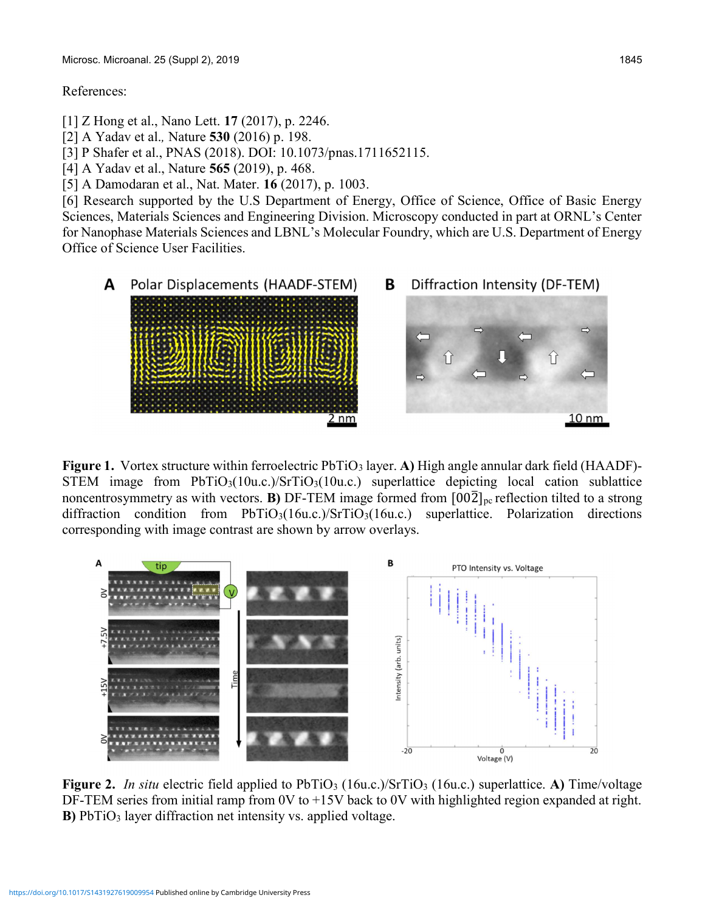References:

[1] Z Hong et al., Nano Lett. **17** (2017), p. 2246.
[2] A Yadav et al., Nature **530** (2016) p. 198.
[3] P Shafer et al., PNAS (2018). DOI: 10.1073/pnas.1711652115.
[4] A Yadav et al., Nature **565** (2019), p. 468.
[5] A Damodaran et al., Nat. Mater. **16** (2017), p. 1003.
[6] Research supported by the U.S Department of Energy, Office of Science, Office of Basic Energy Sciences, Materials Sciences and Engineering Division. Microscopy conducted in part at ORNL's Center for Nanophase Materials Sciences and LBNL's Molecular Foundry, which are U.S. Department of Energy Office of Science User Facilities.

A Polar Displacements (HAADF-STEM)

2 nm

B Diffraction Intensity (DF-TEM)

10 nm

**Figure 1.** Vortex structure within ferroelectric $PbTiO_3$ layer. **A)** High angle annular dark field (HAADF)-STEM image from $PbTiO_3$(10u.c.)/$SrTiO_3$(10u.c.) superlattice depicting local cation sublattice noncentrosymmetry as with vectors. **B)** DF-TEM image formed from $[00\bar{2}]_{pc}$ reflection tilted to a strong diffraction condition from $PbTiO_3$(16u.c.)/$SrTiO_3$(16u.c.) superlattice. Polarization directions corresponding with image contrast are shown by arrow overlays.

A

tip

V

0V

+7.5V

+15V

0V

Time

B

PTO Intensity vs. Voltage

Intensity (arb. units)

-20

0

20

Voltage (V)

**Figure 2.** *In situ* electric field applied to $PbTiO_3$ (16u.c.)/$SrTiO_3$ (16u.c.) superlattice. **A)** Time/voltage DF-TEM series from initial ramp from 0V to +15V back to 0V with highlighted region expanded at right. **B)** $PbTiO_3$ layer diffraction net intensity vs. applied voltage.